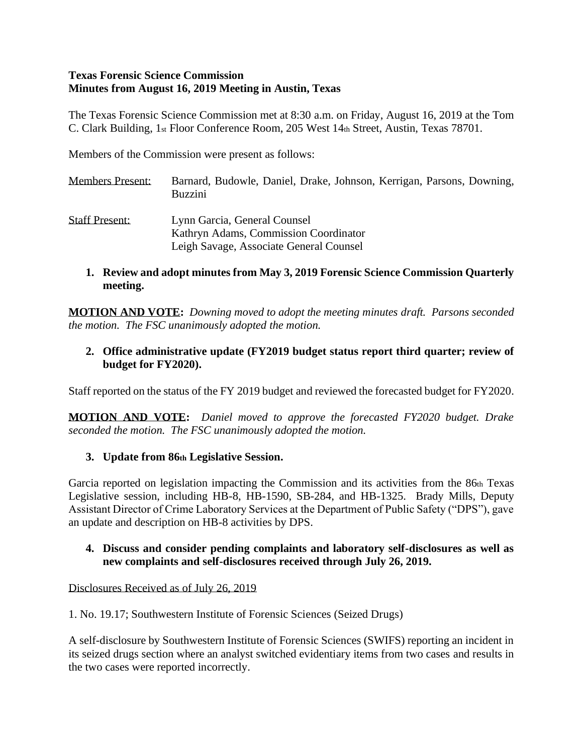**Texas Forensic Science Commission**
**Minutes from August 16, 2019 Meeting in Austin, Texas**

The Texas Forensic Science Commission met at 8:30 a.m. on Friday, August 16, 2019 at the Tom C. Clark Building, 1st Floor Conference Room, 205 West 14th Street, Austin, Texas 78701.

Members of the Commission were present as follows:

| Members Present: | Barnard, Budowle, Daniel, Drake, Johnson, Kerrigan, Parsons, Downing, Buzzini |
|---|---|
| Staff Present: | Lynn Garcia, General Counsel<br>Kathryn Adams, Commission Coordinator<br>Leigh Savage, Associate General Counsel |

**1. Review and adopt minutes from May 3, 2019 Forensic Science Commission Quarterly meeting.**

**MOTION AND VOTE:** *Downing moved to adopt the meeting minutes draft. Parsons seconded the motion. The FSC unanimously adopted the motion.*

**2. Office administrative update (FY2019 budget status report third quarter; review of budget for FY2020).**

Staff reported on the status of the FY 2019 budget and reviewed the forecasted budget for FY2020.

**MOTION AND VOTE:** *Daniel moved to approve the forecasted FY2020 budget. Drake seconded the motion. The FSC unanimously adopted the motion.*

**3. Update from 86th Legislative Session.**

Garcia reported on legislation impacting the Commission and its activities from the 86th Texas Legislative session, including HB-8, HB-1590, SB-284, and HB-1325. Brady Mills, Deputy Assistant Director of Crime Laboratory Services at the Department of Public Safety ("DPS"), gave an update and description on HB-8 activities by DPS.

**4. Discuss and consider pending complaints and laboratory self-disclosures as well as new complaints and self-disclosures received through July 26, 2019.**

Disclosures Received as of July 26, 2019

1. No. 19.17; Southwestern Institute of Forensic Sciences (Seized Drugs)

A self-disclosure by Southwestern Institute of Forensic Sciences (SWIFS) reporting an incident in its seized drugs section where an analyst switched evidentiary items from two cases and results in the two cases were reported incorrectly.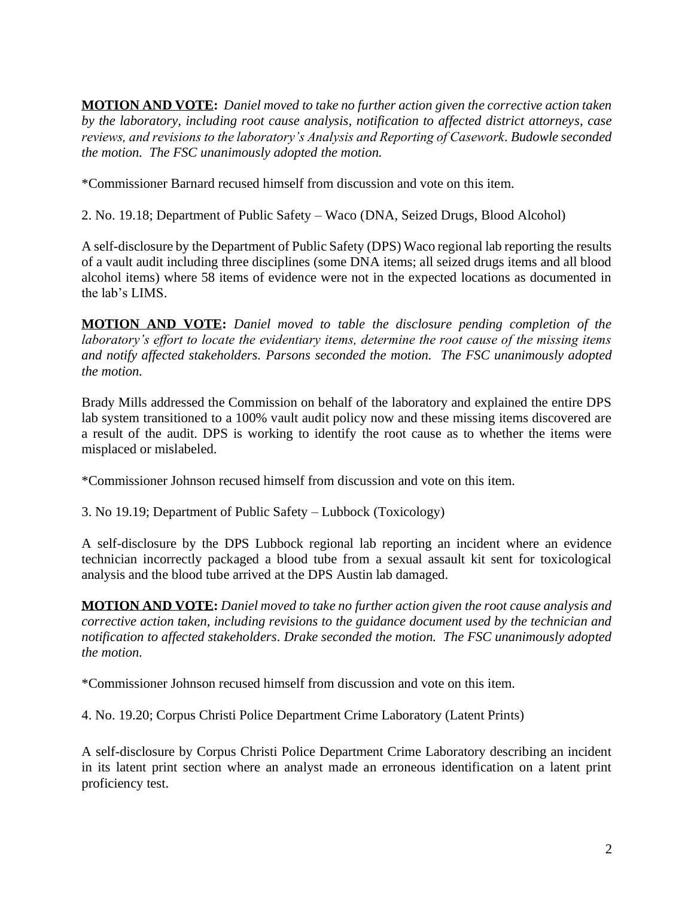**MOTION AND VOTE:** *Daniel moved to take no further action given the corrective action taken by the laboratory, including root cause analysis, notification to affected district attorneys, case reviews, and revisions to the laboratory's Analysis and Reporting of Casework. Budowle seconded the motion. The FSC unanimously adopted the motion.*

*Commissioner Barnard recused himself from discussion and vote on this item.

2. No. 19.18; Department of Public Safety – Waco (DNA, Seized Drugs, Blood Alcohol)

A self-disclosure by the Department of Public Safety (DPS) Waco regional lab reporting the results of a vault audit including three disciplines (some DNA items; all seized drugs items and all blood alcohol items) where 58 items of evidence were not in the expected locations as documented in the lab's LIMS.

**MOTION AND VOTE:** *Daniel moved to table the disclosure pending completion of the laboratory's effort to locate the evidentiary items, determine the root cause of the missing items and notify affected stakeholders. Parsons seconded the motion. The FSC unanimously adopted the motion.*

Brady Mills addressed the Commission on behalf of the laboratory and explained the entire DPS lab system transitioned to a 100% vault audit policy now and these missing items discovered are a result of the audit. DPS is working to identify the root cause as to whether the items were misplaced or mislabeled.

*Commissioner Johnson recused himself from discussion and vote on this item.

3. No 19.19; Department of Public Safety – Lubbock (Toxicology)

A self-disclosure by the DPS Lubbock regional lab reporting an incident where an evidence technician incorrectly packaged a blood tube from a sexual assault kit sent for toxicological analysis and the blood tube arrived at the DPS Austin lab damaged.

**MOTION AND VOTE:** *Daniel moved to take no further action given the root cause analysis and corrective action taken, including revisions to the guidance document used by the technician and notification to affected stakeholders. Drake seconded the motion. The FSC unanimously adopted the motion.*

*Commissioner Johnson recused himself from discussion and vote on this item.

4. No. 19.20; Corpus Christi Police Department Crime Laboratory (Latent Prints)

A self-disclosure by Corpus Christi Police Department Crime Laboratory describing an incident in its latent print section where an analyst made an erroneous identification on a latent print proficiency test.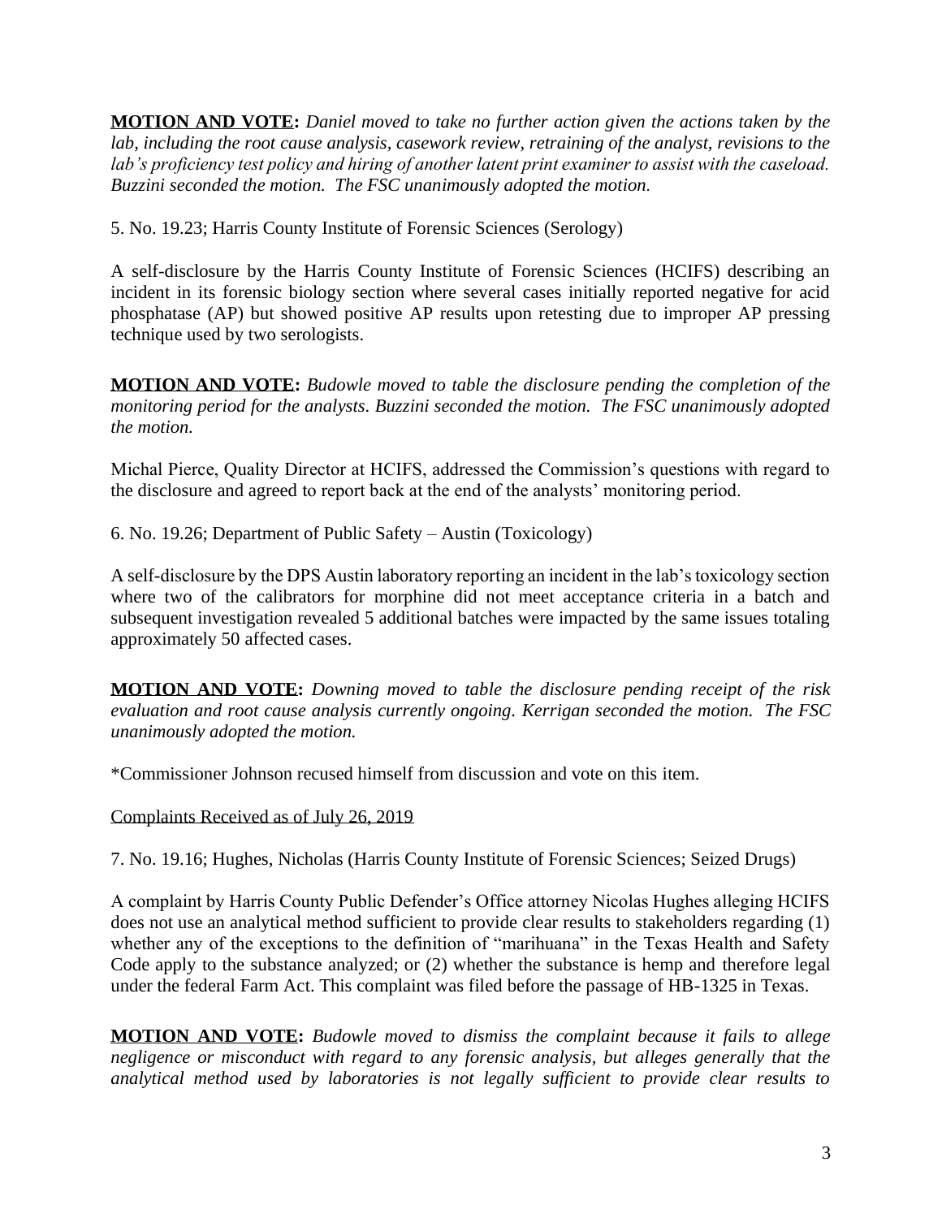**MOTION AND VOTE:** *Daniel moved to take no further action given the actions taken by the lab, including the root cause analysis, casework review, retraining of the analyst, revisions to the lab's proficiency test policy and hiring of another latent print examiner to assist with the caseload. Buzzini seconded the motion. The FSC unanimously adopted the motion.*

5. No. 19.23; Harris County Institute of Forensic Sciences (Serology)

A self-disclosure by the Harris County Institute of Forensic Sciences (HCIFS) describing an incident in its forensic biology section where several cases initially reported negative for acid phosphatase (AP) but showed positive AP results upon retesting due to improper AP pressing technique used by two serologists.

**MOTION AND VOTE:** *Budowle moved to table the disclosure pending the completion of the monitoring period for the analysts. Buzzini seconded the motion. The FSC unanimously adopted the motion.*

Michal Pierce, Quality Director at HCIFS, addressed the Commission's questions with regard to the disclosure and agreed to report back at the end of the analysts' monitoring period.

6. No. 19.26; Department of Public Safety – Austin (Toxicology)

A self-disclosure by the DPS Austin laboratory reporting an incident in the lab's toxicology section where two of the calibrators for morphine did not meet acceptance criteria in a batch and subsequent investigation revealed 5 additional batches were impacted by the same issues totaling approximately 50 affected cases.

**MOTION AND VOTE:** *Downing moved to table the disclosure pending receipt of the risk evaluation and root cause analysis currently ongoing. Kerrigan seconded the motion. The FSC unanimously adopted the motion.*

*Commissioner Johnson recused himself from discussion and vote on this item.

Complaints Received as of July 26, 2019

7. No. 19.16; Hughes, Nicholas (Harris County Institute of Forensic Sciences; Seized Drugs)

A complaint by Harris County Public Defender's Office attorney Nicolas Hughes alleging HCIFS does not use an analytical method sufficient to provide clear results to stakeholders regarding (1) whether any of the exceptions to the definition of "marihuana" in the Texas Health and Safety Code apply to the substance analyzed; or (2) whether the substance is hemp and therefore legal under the federal Farm Act. This complaint was filed before the passage of HB-1325 in Texas.

**MOTION AND VOTE:** *Budowle moved to dismiss the complaint because it fails to allege negligence or misconduct with regard to any forensic analysis, but alleges generally that the analytical method used by laboratories is not legally sufficient to provide clear results to*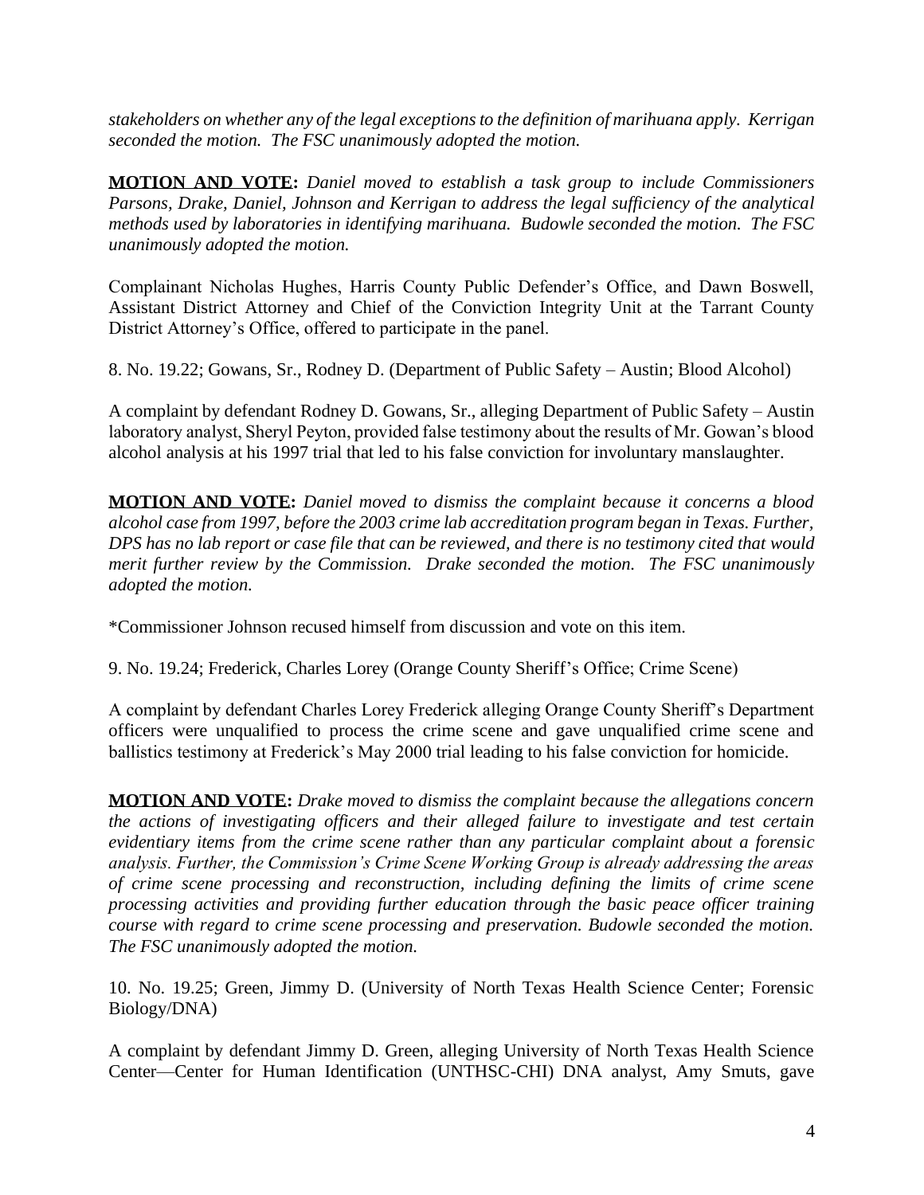*stakeholders on whether any of the legal exceptions to the definition of marihuana apply. Kerrigan seconded the motion. The FSC unanimously adopted the motion.*

**MOTION AND VOTE:** *Daniel moved to establish a task group to include Commissioners Parsons, Drake, Daniel, Johnson and Kerrigan to address the legal sufficiency of the analytical methods used by laboratories in identifying marihuana. Budowle seconded the motion. The FSC unanimously adopted the motion.*

Complainant Nicholas Hughes, Harris County Public Defender's Office, and Dawn Boswell, Assistant District Attorney and Chief of the Conviction Integrity Unit at the Tarrant County District Attorney's Office, offered to participate in the panel.

8. No. 19.22; Gowans, Sr., Rodney D. (Department of Public Safety – Austin; Blood Alcohol)

A complaint by defendant Rodney D. Gowans, Sr., alleging Department of Public Safety – Austin laboratory analyst, Sheryl Peyton, provided false testimony about the results of Mr. Gowan's blood alcohol analysis at his 1997 trial that led to his false conviction for involuntary manslaughter.

**MOTION AND VOTE:** *Daniel moved to dismiss the complaint because it concerns a blood alcohol case from 1997, before the 2003 crime lab accreditation program began in Texas. Further, DPS has no lab report or case file that can be reviewed, and there is no testimony cited that would merit further review by the Commission. Drake seconded the motion. The FSC unanimously adopted the motion.*

*Commissioner Johnson recused himself from discussion and vote on this item.

9. No. 19.24; Frederick, Charles Lorey (Orange County Sheriff's Office; Crime Scene)

A complaint by defendant Charles Lorey Frederick alleging Orange County Sheriff's Department officers were unqualified to process the crime scene and gave unqualified crime scene and ballistics testimony at Frederick's May 2000 trial leading to his false conviction for homicide.

**MOTION AND VOTE:** *Drake moved to dismiss the complaint because the allegations concern the actions of investigating officers and their alleged failure to investigate and test certain evidentiary items from the crime scene rather than any particular complaint about a forensic analysis. Further, the Commission's Crime Scene Working Group is already addressing the areas of crime scene processing and reconstruction, including defining the limits of crime scene processing activities and providing further education through the basic peace officer training course with regard to crime scene processing and preservation. Budowle seconded the motion. The FSC unanimously adopted the motion.*

10. No. 19.25; Green, Jimmy D. (University of North Texas Health Science Center; Forensic Biology/DNA)

A complaint by defendant Jimmy D. Green, alleging University of North Texas Health Science Center—Center for Human Identification (UNTHSC-CHI) DNA analyst, Amy Smuts, gave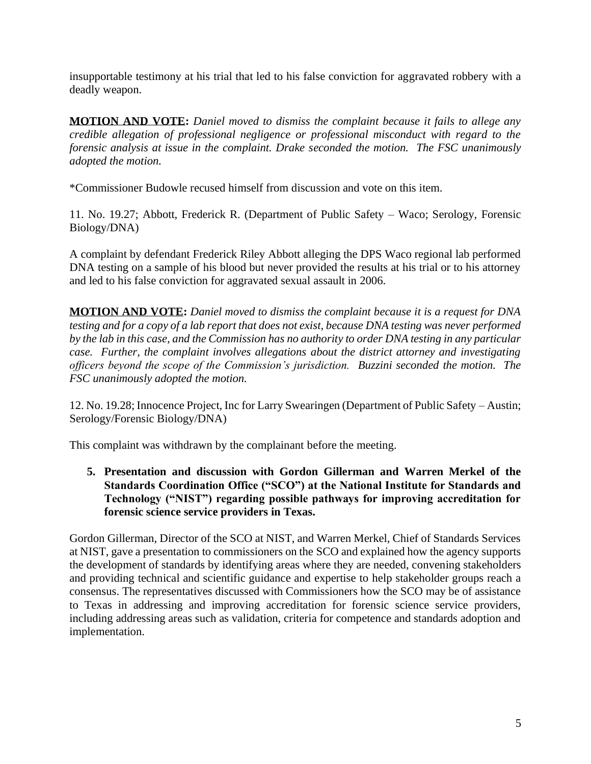insupportable testimony at his trial that led to his false conviction for aggravated robbery with a deadly weapon.

**MOTION AND VOTE:** *Daniel moved to dismiss the complaint because it fails to allege any credible allegation of professional negligence or professional misconduct with regard to the forensic analysis at issue in the complaint. Drake seconded the motion. The FSC unanimously adopted the motion.*

*Commissioner Budowle recused himself from discussion and vote on this item.

11. No. 19.27; Abbott, Frederick R. (Department of Public Safety – Waco; Serology, Forensic Biology/DNA)

A complaint by defendant Frederick Riley Abbott alleging the DPS Waco regional lab performed DNA testing on a sample of his blood but never provided the results at his trial or to his attorney and led to his false conviction for aggravated sexual assault in 2006.

**MOTION AND VOTE:** *Daniel moved to dismiss the complaint because it is a request for DNA testing and for a copy of a lab report that does not exist, because DNA testing was never performed by the lab in this case, and the Commission has no authority to order DNA testing in any particular case. Further, the complaint involves allegations about the district attorney and investigating officers beyond the scope of the Commission's jurisdiction. Buzzini seconded the motion. The FSC unanimously adopted the motion.*

12. No. 19.28; Innocence Project, Inc for Larry Swearingen (Department of Public Safety – Austin; Serology/Forensic Biology/DNA)

This complaint was withdrawn by the complainant before the meeting.

**5. Presentation and discussion with Gordon Gillerman and Warren Merkel of the Standards Coordination Office ("SCO") at the National Institute for Standards and Technology ("NIST") regarding possible pathways for improving accreditation for forensic science service providers in Texas.**

Gordon Gillerman, Director of the SCO at NIST, and Warren Merkel, Chief of Standards Services at NIST, gave a presentation to commissioners on the SCO and explained how the agency supports the development of standards by identifying areas where they are needed, convening stakeholders and providing technical and scientific guidance and expertise to help stakeholder groups reach a consensus. The representatives discussed with Commissioners how the SCO may be of assistance to Texas in addressing and improving accreditation for forensic science service providers, including addressing areas such as validation, criteria for competence and standards adoption and implementation.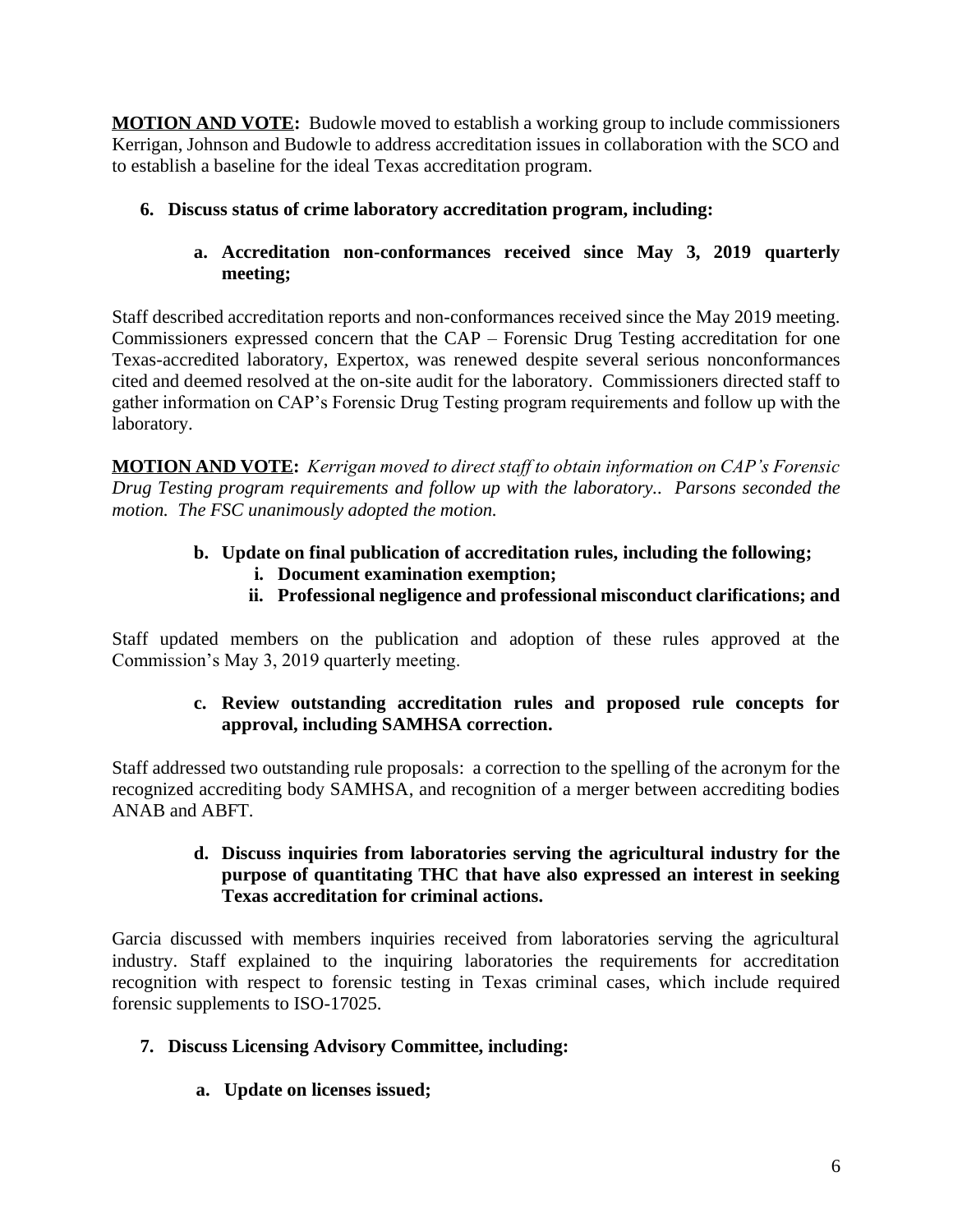**MOTION AND VOTE:** Budowle moved to establish a working group to include commissioners Kerrigan, Johnson and Budowle to address accreditation issues in collaboration with the SCO and to establish a baseline for the ideal Texas accreditation program.

**6. Discuss status of crime laboratory accreditation program, including:**

**a. Accreditation non-conformances received since May 3, 2019 quarterly meeting;**

Staff described accreditation reports and non-conformances received since the May 2019 meeting. Commissioners expressed concern that the CAP – Forensic Drug Testing accreditation for one Texas-accredited laboratory, Expertox, was renewed despite several serious nonconformances cited and deemed resolved at the on-site audit for the laboratory. Commissioners directed staff to gather information on CAP's Forensic Drug Testing program requirements and follow up with the laboratory.

**MOTION AND VOTE:** *Kerrigan moved to direct staff to obtain information on CAP's Forensic Drug Testing program requirements and follow up with the laboratory.. Parsons seconded the motion. The FSC unanimously adopted the motion.*

**b. Update on final publication of accreditation rules, including the following;**

**i. Document examination exemption;**

**ii. Professional negligence and professional misconduct clarifications; and**

Staff updated members on the publication and adoption of these rules approved at the Commission's May 3, 2019 quarterly meeting.

**c. Review outstanding accreditation rules and proposed rule concepts for approval, including SAMHSA correction.**

Staff addressed two outstanding rule proposals: a correction to the spelling of the acronym for the recognized accrediting body SAMHSA, and recognition of a merger between accrediting bodies ANAB and ABFT.

**d. Discuss inquiries from laboratories serving the agricultural industry for the purpose of quantitating THC that have also expressed an interest in seeking Texas accreditation for criminal actions.**

Garcia discussed with members inquiries received from laboratories serving the agricultural industry. Staff explained to the inquiring laboratories the requirements for accreditation recognition with respect to forensic testing in Texas criminal cases, which include required forensic supplements to ISO-17025.

**7. Discuss Licensing Advisory Committee, including:**

**a. Update on licenses issued;**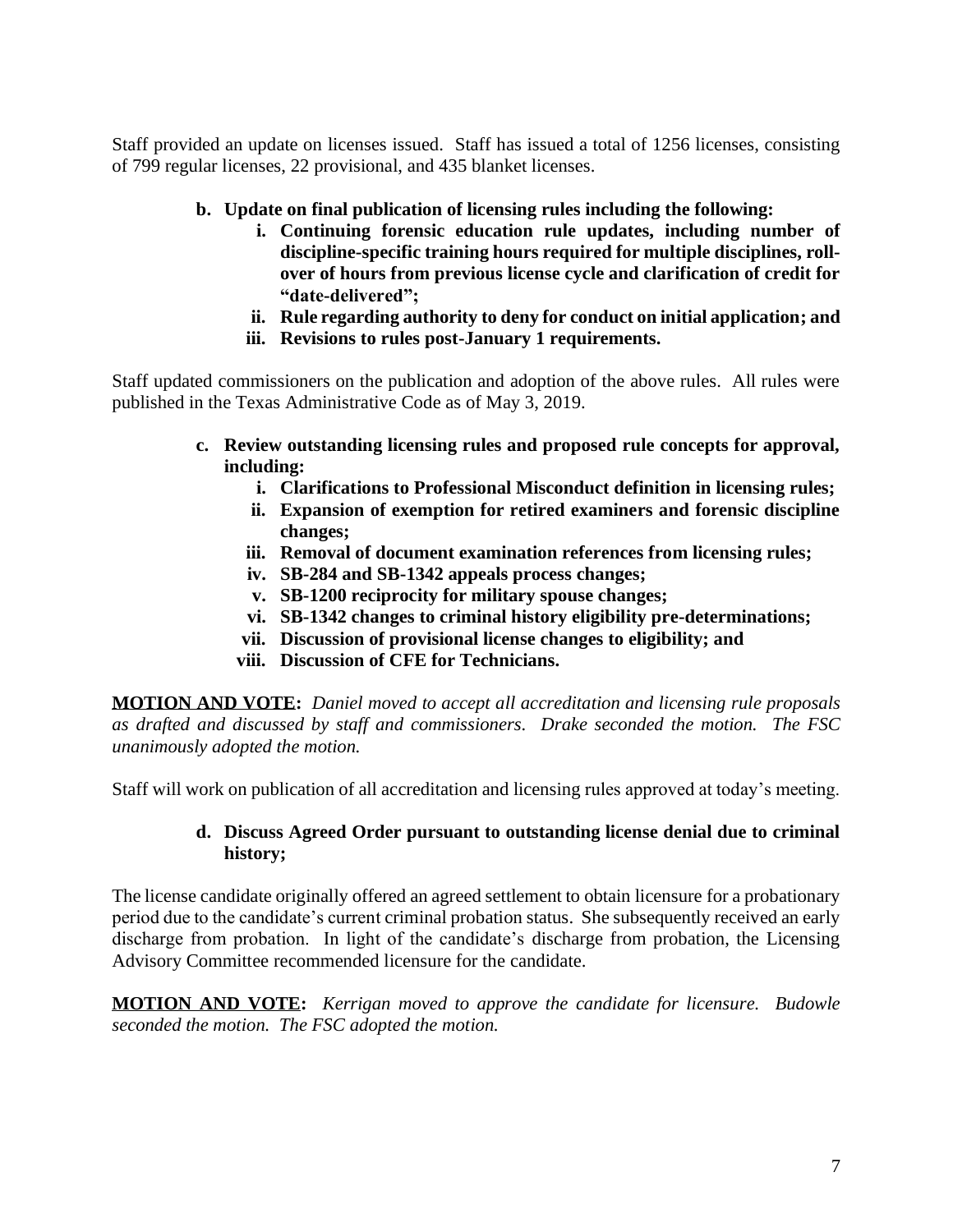Staff provided an update on licenses issued. Staff has issued a total of 1256 licenses, consisting of 799 regular licenses, 22 provisional, and 435 blanket licenses.

**b. Update on final publication of licensing rules including the following:**

**i. Continuing forensic education rule updates, including number of discipline-specific training hours required for multiple disciplines, roll-over of hours from previous license cycle and clarification of credit for "date-delivered";**

**ii. Rule regarding authority to deny for conduct on initial application; and**

**iii. Revisions to rules post-January 1 requirements.**

Staff updated commissioners on the publication and adoption of the above rules. All rules were published in the Texas Administrative Code as of May 3, 2019.

**c. Review outstanding licensing rules and proposed rule concepts for approval, including:**

**i. Clarifications to Professional Misconduct definition in licensing rules;**

**ii. Expansion of exemption for retired examiners and forensic discipline changes;**

**iii. Removal of document examination references from licensing rules;**

**iv. SB-284 and SB-1342 appeals process changes;**

**v. SB-1200 reciprocity for military spouse changes;**

**vi. SB-1342 changes to criminal history eligibility pre-determinations;**

**vii. Discussion of provisional license changes to eligibility; and**

**viii. Discussion of CFE for Technicians.**

**MOTION AND VOTE:** *Daniel moved to accept all accreditation and licensing rule proposals as drafted and discussed by staff and commissioners. Drake seconded the motion. The FSC unanimously adopted the motion.*

Staff will work on publication of all accreditation and licensing rules approved at today's meeting.

**d. Discuss Agreed Order pursuant to outstanding license denial due to criminal history;**

The license candidate originally offered an agreed settlement to obtain licensure for a probationary period due to the candidate's current criminal probation status. She subsequently received an early discharge from probation. In light of the candidate's discharge from probation, the Licensing Advisory Committee recommended licensure for the candidate.

**MOTION AND VOTE:** *Kerrigan moved to approve the candidate for licensure. Budowle seconded the motion. The FSC adopted the motion.*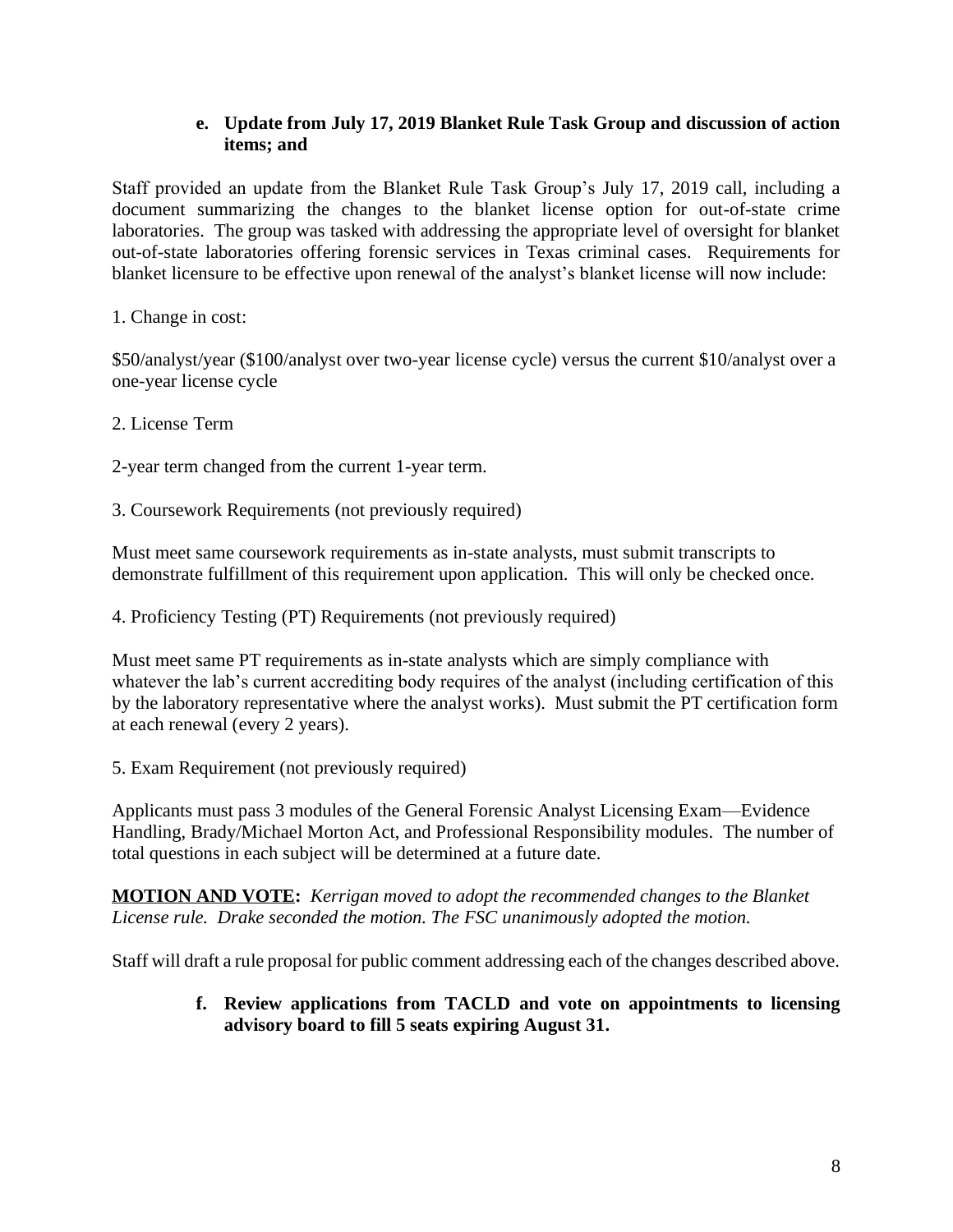**e. Update from July 17, 2019 Blanket Rule Task Group and discussion of action items; and**

Staff provided an update from the Blanket Rule Task Group's July 17, 2019 call, including a document summarizing the changes to the blanket license option for out-of-state crime laboratories. The group was tasked with addressing the appropriate level of oversight for blanket out-of-state laboratories offering forensic services in Texas criminal cases. Requirements for blanket licensure to be effective upon renewal of the analyst's blanket license will now include:

1. Change in cost:

$50/analyst/year ($100/analyst over two-year license cycle) versus the current $10/analyst over a one-year license cycle

2. License Term

2-year term changed from the current 1-year term.

3. Coursework Requirements (not previously required)

Must meet same coursework requirements as in-state analysts, must submit transcripts to demonstrate fulfillment of this requirement upon application. This will only be checked once.

4. Proficiency Testing (PT) Requirements (not previously required)

Must meet same PT requirements as in-state analysts which are simply compliance with whatever the lab's current accrediting body requires of the analyst (including certification of this by the laboratory representative where the analyst works). Must submit the PT certification form at each renewal (every 2 years).

5. Exam Requirement (not previously required)

Applicants must pass 3 modules of the General Forensic Analyst Licensing Exam—Evidence Handling, Brady/Michael Morton Act, and Professional Responsibility modules. The number of total questions in each subject will be determined at a future date.

**MOTION AND VOTE:** *Kerrigan moved to adopt the recommended changes to the Blanket License rule. Drake seconded the motion. The FSC unanimously adopted the motion.*

Staff will draft a rule proposal for public comment addressing each of the changes described above.

**f. Review applications from TACLD and vote on appointments to licensing advisory board to fill 5 seats expiring August 31.**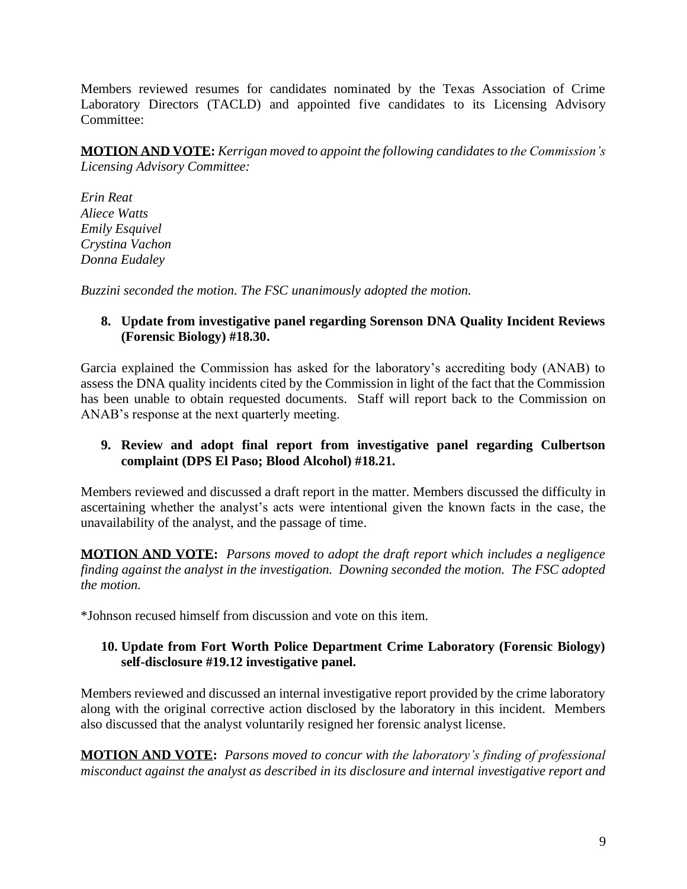Members reviewed resumes for candidates nominated by the Texas Association of Crime Laboratory Directors (TACLD) and appointed five candidates to its Licensing Advisory Committee:

**MOTION AND VOTE:** *Kerrigan moved to appoint the following candidates to the Commission's Licensing Advisory Committee:*

*Erin Reat*
*Aliece Watts*
*Emily Esquivel*
*Crystina Vachon*
*Donna Eudaley*

*Buzzini seconded the motion. The FSC unanimously adopted the motion.*

**8. Update from investigative panel regarding Sorenson DNA Quality Incident Reviews (Forensic Biology) #18.30.**

Garcia explained the Commission has asked for the laboratory's accrediting body (ANAB) to assess the DNA quality incidents cited by the Commission in light of the fact that the Commission has been unable to obtain requested documents. Staff will report back to the Commission on ANAB's response at the next quarterly meeting.

**9. Review and adopt final report from investigative panel regarding Culbertson complaint (DPS El Paso; Blood Alcohol) #18.21.**

Members reviewed and discussed a draft report in the matter. Members discussed the difficulty in ascertaining whether the analyst's acts were intentional given the known facts in the case, the unavailability of the analyst, and the passage of time.

**MOTION AND VOTE:** *Parsons moved to adopt the draft report which includes a negligence finding against the analyst in the investigation. Downing seconded the motion. The FSC adopted the motion.*

*Johnson recused himself from discussion and vote on this item.

**10. Update from Fort Worth Police Department Crime Laboratory (Forensic Biology) self-disclosure #19.12 investigative panel.**

Members reviewed and discussed an internal investigative report provided by the crime laboratory along with the original corrective action disclosed by the laboratory in this incident. Members also discussed that the analyst voluntarily resigned her forensic analyst license.

**MOTION AND VOTE:** *Parsons moved to concur with the laboratory's finding of professional misconduct against the analyst as described in its disclosure and internal investigative report and*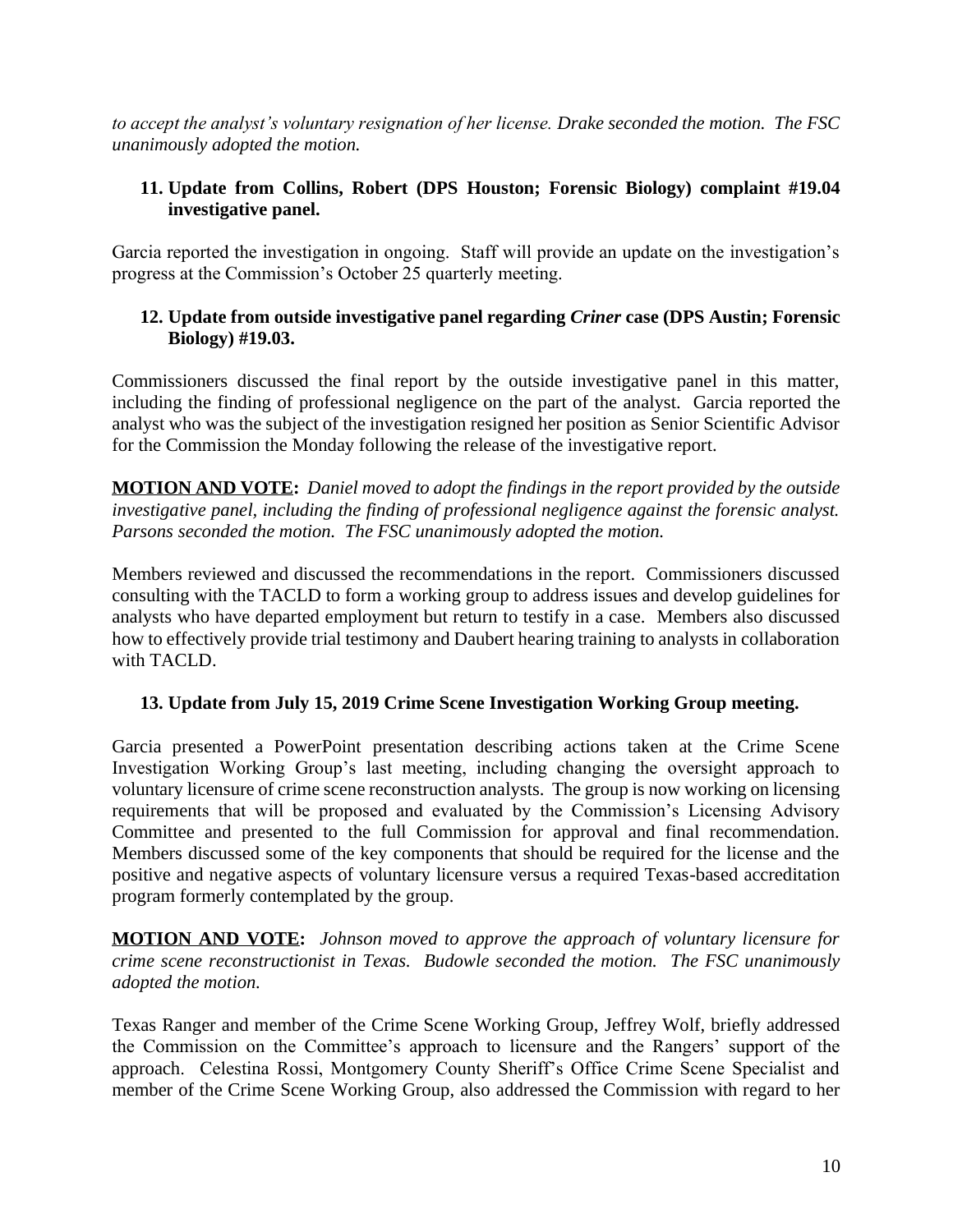*to accept the analyst's voluntary resignation of her license. Drake seconded the motion. The FSC unanimously adopted the motion.*

**11. Update from Collins, Robert (DPS Houston; Forensic Biology) complaint #19.04 investigative panel.**

Garcia reported the investigation in ongoing. Staff will provide an update on the investigation's progress at the Commission's October 25 quarterly meeting.

**12. Update from outside investigative panel regarding *Criner* case (DPS Austin; Forensic Biology) #19.03.**

Commissioners discussed the final report by the outside investigative panel in this matter, including the finding of professional negligence on the part of the analyst. Garcia reported the analyst who was the subject of the investigation resigned her position as Senior Scientific Advisor for the Commission the Monday following the release of the investigative report.

**MOTION AND VOTE:** *Daniel moved to adopt the findings in the report provided by the outside investigative panel, including the finding of professional negligence against the forensic analyst. Parsons seconded the motion. The FSC unanimously adopted the motion.*

Members reviewed and discussed the recommendations in the report. Commissioners discussed consulting with the TACLD to form a working group to address issues and develop guidelines for analysts who have departed employment but return to testify in a case. Members also discussed how to effectively provide trial testimony and Daubert hearing training to analysts in collaboration with TACLD.

**13. Update from July 15, 2019 Crime Scene Investigation Working Group meeting.**

Garcia presented a PowerPoint presentation describing actions taken at the Crime Scene Investigation Working Group's last meeting, including changing the oversight approach to voluntary licensure of crime scene reconstruction analysts. The group is now working on licensing requirements that will be proposed and evaluated by the Commission's Licensing Advisory Committee and presented to the full Commission for approval and final recommendation. Members discussed some of the key components that should be required for the license and the positive and negative aspects of voluntary licensure versus a required Texas-based accreditation program formerly contemplated by the group.

**MOTION AND VOTE:** *Johnson moved to approve the approach of voluntary licensure for crime scene reconstructionist in Texas. Budowle seconded the motion. The FSC unanimously adopted the motion.*

Texas Ranger and member of the Crime Scene Working Group, Jeffrey Wolf, briefly addressed the Commission on the Committee's approach to licensure and the Rangers' support of the approach. Celestina Rossi, Montgomery County Sheriff's Office Crime Scene Specialist and member of the Crime Scene Working Group, also addressed the Commission with regard to her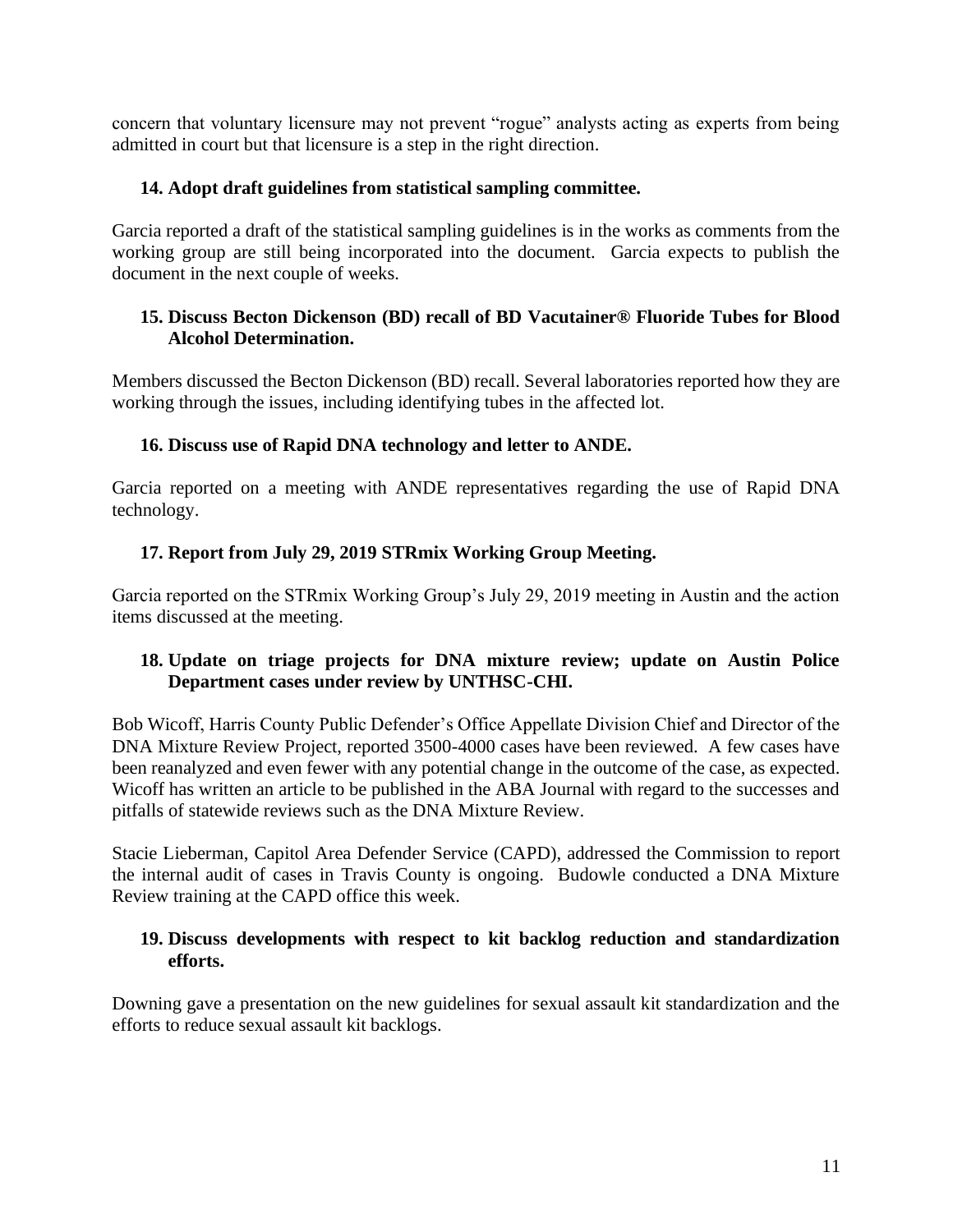concern that voluntary licensure may not prevent "rogue" analysts acting as experts from being admitted in court but that licensure is a step in the right direction.

**14. Adopt draft guidelines from statistical sampling committee.**

Garcia reported a draft of the statistical sampling guidelines is in the works as comments from the working group are still being incorporated into the document. Garcia expects to publish the document in the next couple of weeks.

**15. Discuss Becton Dickenson (BD) recall of BD Vacutainer® Fluoride Tubes for Blood Alcohol Determination.**

Members discussed the Becton Dickenson (BD) recall. Several laboratories reported how they are working through the issues, including identifying tubes in the affected lot.

**16. Discuss use of Rapid DNA technology and letter to ANDE.**

Garcia reported on a meeting with ANDE representatives regarding the use of Rapid DNA technology.

**17. Report from July 29, 2019 STRmix Working Group Meeting.**

Garcia reported on the STRmix Working Group's July 29, 2019 meeting in Austin and the action items discussed at the meeting.

**18. Update on triage projects for DNA mixture review; update on Austin Police Department cases under review by UNTHSC-CHI.**

Bob Wicoff, Harris County Public Defender's Office Appellate Division Chief and Director of the DNA Mixture Review Project, reported 3500-4000 cases have been reviewed. A few cases have been reanalyzed and even fewer with any potential change in the outcome of the case, as expected. Wicoff has written an article to be published in the ABA Journal with regard to the successes and pitfalls of statewide reviews such as the DNA Mixture Review.

Stacie Lieberman, Capitol Area Defender Service (CAPD), addressed the Commission to report the internal audit of cases in Travis County is ongoing. Budowle conducted a DNA Mixture Review training at the CAPD office this week.

**19. Discuss developments with respect to kit backlog reduction and standardization efforts.**

Downing gave a presentation on the new guidelines for sexual assault kit standardization and the efforts to reduce sexual assault kit backlogs.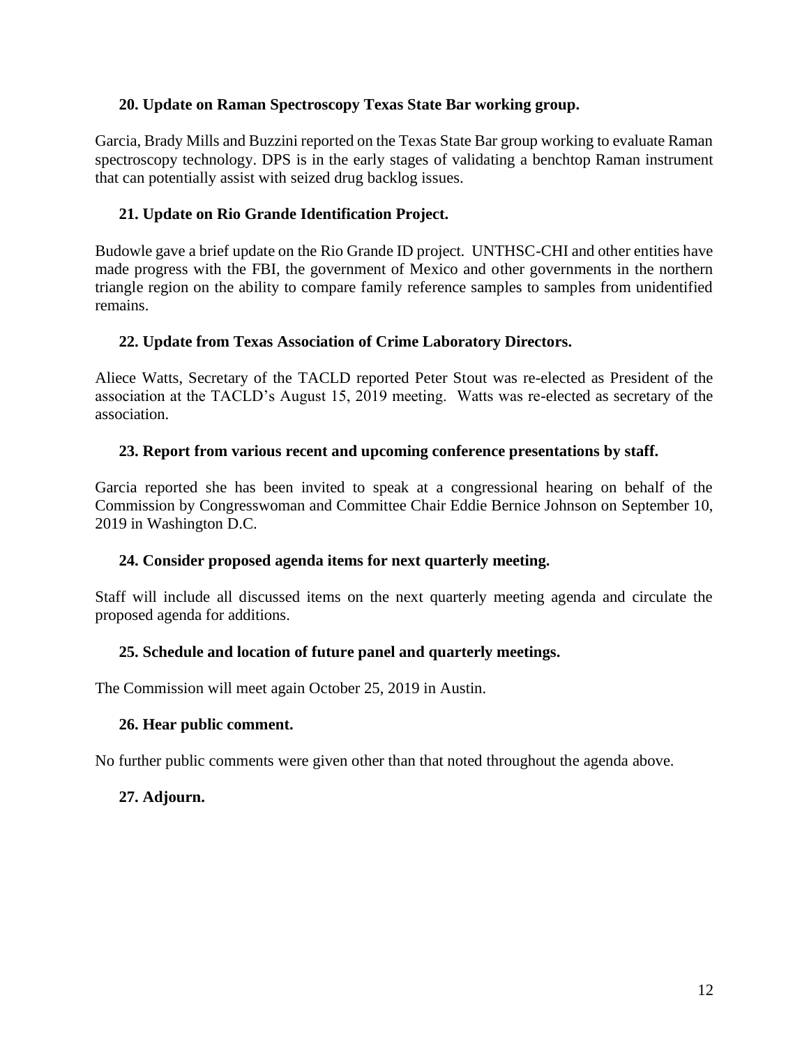**20. Update on Raman Spectroscopy Texas State Bar working group.**

Garcia, Brady Mills and Buzzini reported on the Texas State Bar group working to evaluate Raman spectroscopy technology. DPS is in the early stages of validating a benchtop Raman instrument that can potentially assist with seized drug backlog issues.

**21. Update on Rio Grande Identification Project.**

Budowle gave a brief update on the Rio Grande ID project. UNTHSC-CHI and other entities have made progress with the FBI, the government of Mexico and other governments in the northern triangle region on the ability to compare family reference samples to samples from unidentified remains.

**22. Update from Texas Association of Crime Laboratory Directors.**

Aliece Watts, Secretary of the TACLD reported Peter Stout was re-elected as President of the association at the TACLD's August 15, 2019 meeting. Watts was re-elected as secretary of the association.

**23. Report from various recent and upcoming conference presentations by staff.**

Garcia reported she has been invited to speak at a congressional hearing on behalf of the Commission by Congresswoman and Committee Chair Eddie Bernice Johnson on September 10, 2019 in Washington D.C.

**24. Consider proposed agenda items for next quarterly meeting.**

Staff will include all discussed items on the next quarterly meeting agenda and circulate the proposed agenda for additions.

**25. Schedule and location of future panel and quarterly meetings.**

The Commission will meet again October 25, 2019 in Austin.

**26. Hear public comment.**

No further public comments were given other than that noted throughout the agenda above.

**27. Adjourn.**